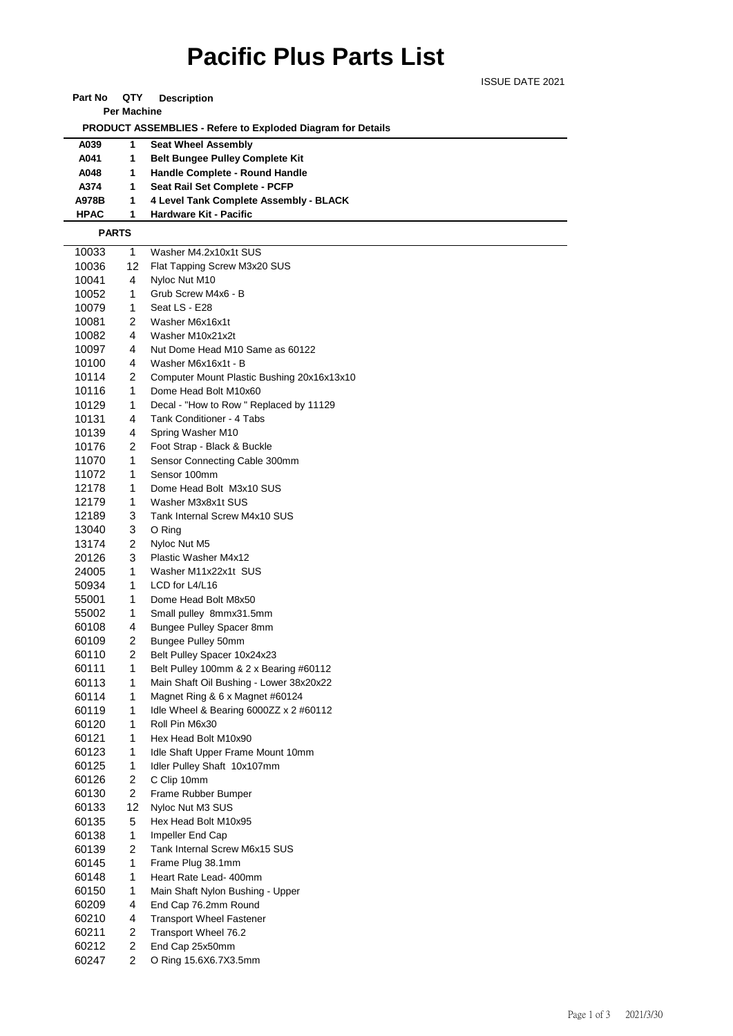# Pacific Plus Parts List

ISSUE DATE 2021

| Part No | QTY Per Machine | Description |
|---|---|---|
| | | **PRODUCT ASSEMBLIES - Refere to Exploded Diagram for Details** |
| **A039** | **1** | **Seat Wheel Assembly** |
| **A041** | **1** | **Belt Bungee Pulley Complete Kit** |
| **A048** | **1** | **Handle Complete - Round Handle** |
| **A374** | **1** | **Seat Rail Set Complete - PCFP** |
| **A978B** | **1** | **4 Level Tank Complete Assembly - BLACK** |
| **HPAC** | **1** | **Hardware Kit - Pacific** |
| **PARTS** | | |
| 10033 | 1 | Washer M4.2x10x1t SUS |
| 10036 | 12 | Flat Tapping Screw M3x20 SUS |
| 10041 | 4 | Nyloc Nut M10 |
| 10052 | 1 | Grub Screw M4x6 - B |
| 10079 | 1 | Seat LS - E28 |
| 10081 | 2 | Washer M6x16x1t |
| 10082 | 4 | Washer M10x21x2t |
| 10097 | 4 | Nut Dome Head M10 Same as 60122 |
| 10100 | 4 | Washer M6x16x1t - B |
| 10114 | 2 | Computer Mount Plastic Bushing 20x16x13x10 |
| 10116 | 1 | Dome Head Bolt M10x60 |
| 10129 | 1 | Decal - "How to Row " Replaced by 11129 |
| 10131 | 4 | Tank Conditioner - 4 Tabs |
| 10139 | 4 | Spring Washer M10 |
| 10176 | 2 | Foot Strap - Black & Buckle |
| 11070 | 1 | Sensor Connecting Cable 300mm |
| 11072 | 1 | Sensor 100mm |
| 12178 | 1 | Dome Head Bolt M3x10 SUS |
| 12179 | 1 | Washer M3x8x1t SUS |
| 12189 | 3 | Tank Internal Screw M4x10 SUS |
| 13040 | 3 | O Ring |
| 13174 | 2 | Nyloc Nut M5 |
| 20126 | 3 | Plastic Washer M4x12 |
| 24005 | 1 | Washer M11x22x1t SUS |
| 50934 | 1 | LCD for L4/L16 |
| 55001 | 1 | Dome Head Bolt M8x50 |
| 55002 | 1 | Small pulley 8mmx31.5mm |
| 60108 | 4 | Bungee Pulley Spacer 8mm |
| 60109 | 2 | Bungee Pulley 50mm |
| 60110 | 2 | Belt Pulley Spacer 10x24x23 |
| 60111 | 1 | Belt Pulley 100mm & 2 x Bearing #60112 |
| 60113 | 1 | Main Shaft Oil Bushing - Lower 38x20x22 |
| 60114 | 1 | Magnet Ring & 6 x Magnet #60124 |
| 60119 | 1 | Idle Wheel & Bearing 6000ZZ x 2 #60112 |
| 60120 | 1 | Roll Pin M6x30 |
| 60121 | 1 | Hex Head Bolt M10x90 |
| 60123 | 1 | Idle Shaft Upper Frame Mount 10mm |
| 60125 | 1 | Idler Pulley Shaft 10x107mm |
| 60126 | 2 | C Clip 10mm |
| 60130 | 2 | Frame Rubber Bumper |
| 60133 | 12 | Nyloc Nut M3 SUS |
| 60135 | 5 | Hex Head Bolt M10x95 |
| 60138 | 1 | Impeller End Cap |
| 60139 | 2 | Tank Internal Screw M6x15 SUS |
| 60145 | 1 | Frame Plug 38.1mm |
| 60148 | 1 | Heart Rate Lead- 400mm |
| 60150 | 1 | Main Shaft Nylon Bushing - Upper |
| 60209 | 4 | End Cap 76.2mm Round |
| 60210 | 4 | Transport Wheel Fastener |
| 60211 | 2 | Transport Wheel 76.2 |
| 60212 | 2 | End Cap 25x50mm |
| 60247 | 2 | O Ring 15.6X6.7X3.5mm |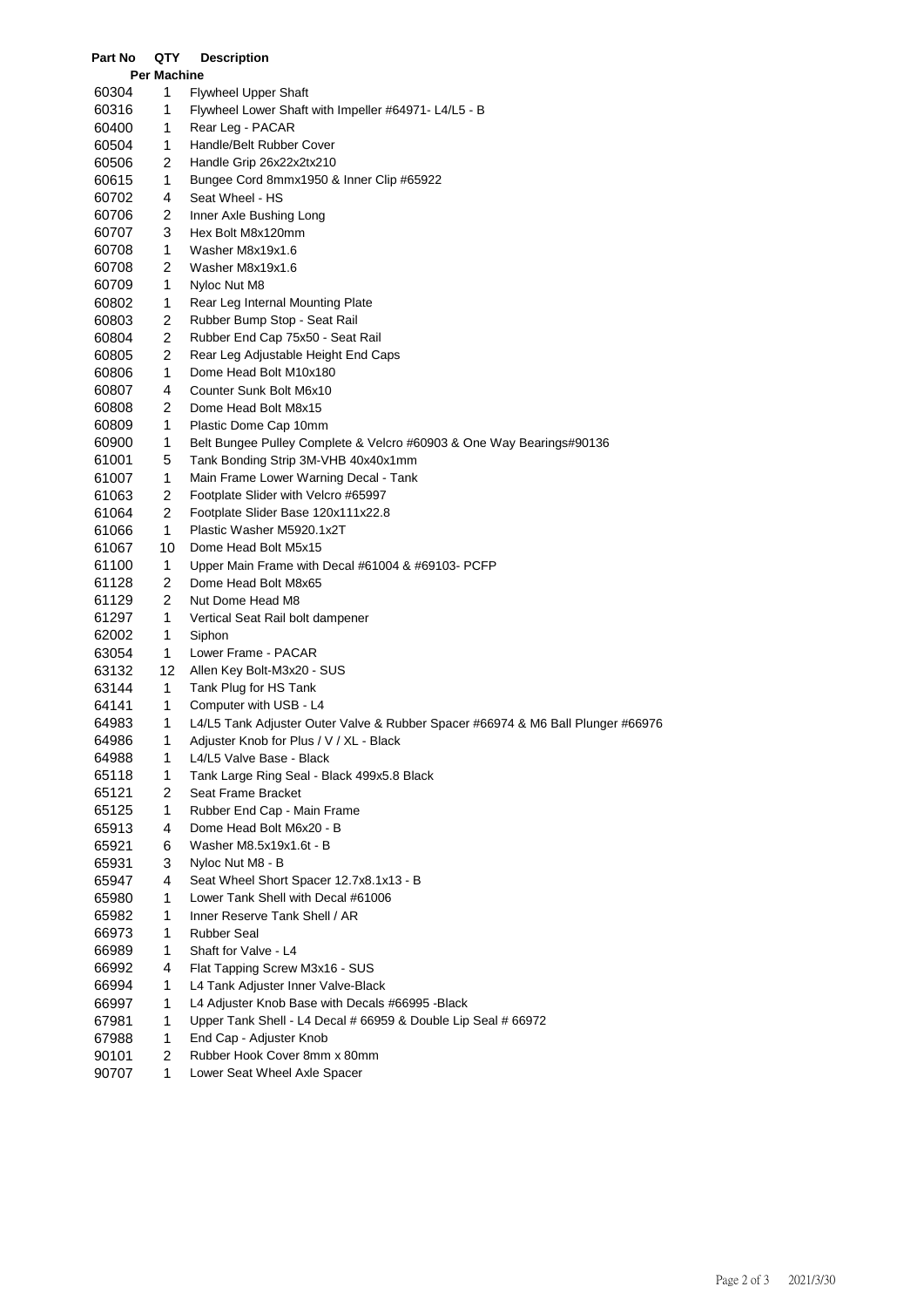| Part No | QTY Per Machine | Description |
|---|---|---|
| 60304 | 1 | Flywheel Upper Shaft |
| 60316 | 1 | Flywheel Lower Shaft with Impeller #64971- L4/L5 - B |
| 60400 | 1 | Rear Leg - PACAR |
| 60504 | 1 | Handle/Belt Rubber Cover |
| 60506 | 2 | Handle Grip 26x22x2tx210 |
| 60615 | 1 | Bungee Cord 8mmx1950 & Inner Clip #65922 |
| 60702 | 4 | Seat Wheel - HS |
| 60706 | 2 | Inner Axle Bushing Long |
| 60707 | 3 | Hex Bolt M8x120mm |
| 60708 | 1 | Washer M8x19x1.6 |
| 60708 | 2 | Washer M8x19x1.6 |
| 60709 | 1 | Nyloc Nut M8 |
| 60802 | 1 | Rear Leg Internal Mounting Plate |
| 60803 | 2 | Rubber Bump Stop - Seat Rail |
| 60804 | 2 | Rubber End Cap 75x50 - Seat Rail |
| 60805 | 2 | Rear Leg Adjustable Height End Caps |
| 60806 | 1 | Dome Head Bolt M10x180 |
| 60807 | 4 | Counter Sunk Bolt M6x10 |
| 60808 | 2 | Dome Head Bolt M8x15 |
| 60809 | 1 | Plastic Dome Cap 10mm |
| 60900 | 1 | Belt Bungee Pulley Complete & Velcro #60903 & One Way Bearings#90136 |
| 61001 | 5 | Tank Bonding Strip 3M-VHB 40x40x1mm |
| 61007 | 1 | Main Frame Lower Warning Decal - Tank |
| 61063 | 2 | Footplate Slider with Velcro #65997 |
| 61064 | 2 | Footplate Slider Base 120x111x22.8 |
| 61066 | 1 | Plastic Washer M5920.1x2T |
| 61067 | 10 | Dome Head Bolt M5x15 |
| 61100 | 1 | Upper Main Frame with Decal #61004 & #69103- PCFP |
| 61128 | 2 | Dome Head Bolt M8x65 |
| 61129 | 2 | Nut Dome Head M8 |
| 61297 | 1 | Vertical Seat Rail bolt dampener |
| 62002 | 1 | Siphon |
| 63054 | 1 | Lower Frame - PACAR |
| 63132 | 12 | Allen Key Bolt-M3x20 - SUS |
| 63144 | 1 | Tank Plug for HS Tank |
| 64141 | 1 | Computer with USB - L4 |
| 64983 | 1 | L4/L5 Tank Adjuster Outer Valve & Rubber Spacer #66974 & M6 Ball Plunger #66976 |
| 64986 | 1 | Adjuster Knob for Plus / V / XL - Black |
| 64988 | 1 | L4/L5 Valve Base - Black |
| 65118 | 1 | Tank Large Ring Seal - Black 499x5.8 Black |
| 65121 | 2 | Seat Frame Bracket |
| 65125 | 1 | Rubber End Cap - Main Frame |
| 65913 | 4 | Dome Head Bolt M6x20 - B |
| 65921 | 6 | Washer M8.5x19x1.6t - B |
| 65931 | 3 | Nyloc Nut M8 - B |
| 65947 | 4 | Seat Wheel Short Spacer 12.7x8.1x13 - B |
| 65980 | 1 | Lower Tank Shell with Decal #61006 |
| 65982 | 1 | Inner Reserve Tank Shell / AR |
| 66973 | 1 | Rubber Seal |
| 66989 | 1 | Shaft for Valve - L4 |
| 66992 | 4 | Flat Tapping Screw M3x16 - SUS |
| 66994 | 1 | L4 Tank Adjuster Inner Valve-Black |
| 66997 | 1 | L4 Adjuster Knob Base with Decals #66995 -Black |
| 67981 | 1 | Upper Tank Shell - L4 Decal # 66959 & Double Lip Seal # 66972 |
| 67988 | 1 | End Cap - Adjuster Knob |
| 90101 | 2 | Rubber Hook Cover 8mm x 80mm |
| 90707 | 1 | Lower Seat Wheel Axle Spacer |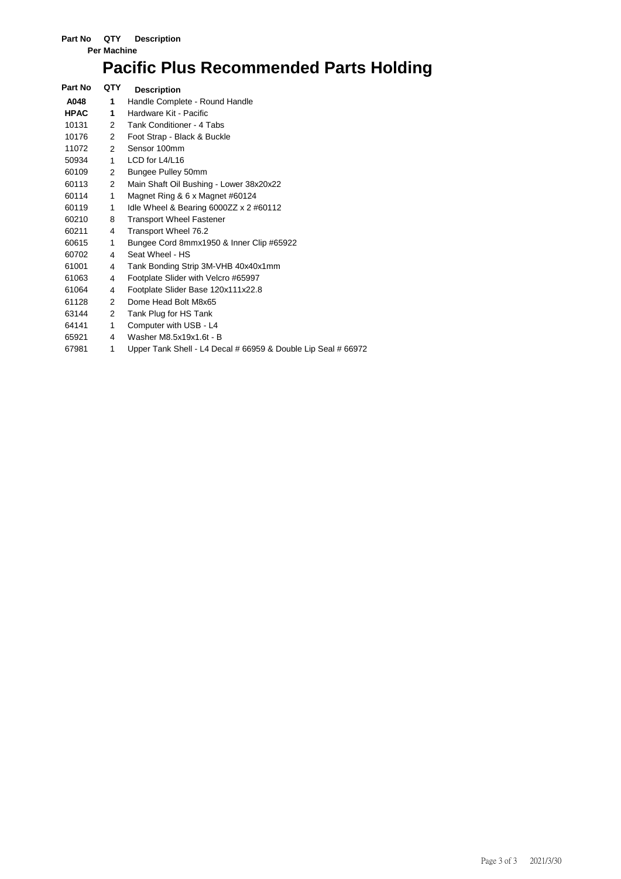**Part No QTY Description**
**Per Machine**

# Pacific Plus Recommended Parts Holding

| Part No | QTY | Description |
|---|---|---|
| **A048** | **1** | Handle Complete - Round Handle |
| **HPAC** | **1** | Hardware Kit - Pacific |
| 10131 | 2 | Tank Conditioner - 4 Tabs |
| 10176 | 2 | Foot Strap - Black & Buckle |
| 11072 | 2 | Sensor 100mm |
| 50934 | 1 | LCD for L4/L16 |
| 60109 | 2 | Bungee Pulley 50mm |
| 60113 | 2 | Main Shaft Oil Bushing - Lower 38x20x22 |
| 60114 | 1 | Magnet Ring & 6 x Magnet #60124 |
| 60119 | 1 | Idle Wheel & Bearing 6000ZZ x 2 #60112 |
| 60210 | 8 | Transport Wheel Fastener |
| 60211 | 4 | Transport Wheel 76.2 |
| 60615 | 1 | Bungee Cord 8mmx1950 & Inner Clip #65922 |
| 60702 | 4 | Seat Wheel - HS |
| 61001 | 4 | Tank Bonding Strip 3M-VHB 40x40x1mm |
| 61063 | 4 | Footplate Slider with Velcro #65997 |
| 61064 | 4 | Footplate Slider Base 120x111x22.8 |
| 61128 | 2 | Dome Head Bolt M8x65 |
| 63144 | 2 | Tank Plug for HS Tank |
| 64141 | 1 | Computer with USB - L4 |
| 65921 | 4 | Washer M8.5x19x1.6t - B |
| 67981 | 1 | Upper Tank Shell - L4 Decal # 66959 & Double Lip Seal # 66972 |

2021/3/30